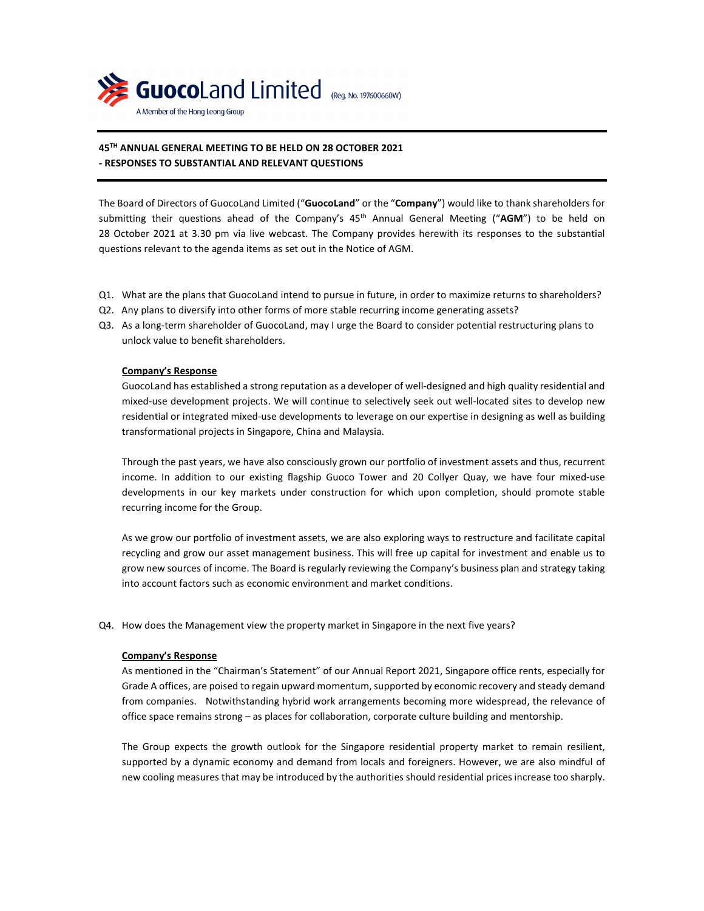**GuocoLand Limited** (Reg. No. 197600660W)

A Member of the Hong Leong Group

# 45TH ANNUAL GENERAL MEETING TO BE HELD ON 28 OCTOBER 2021
# - RESPONSES TO SUBSTANTIAL AND RELEVANT QUESTIONS

The Board of Directors of GuocoLand Limited ("**GuocoLand**" or the "**Company**") would like to thank shareholders for submitting their questions ahead of the Company's 45th Annual General Meeting ("**AGM**") to be held on 28 October 2021 at 3.30 pm via live webcast. The Company provides herewith its responses to the substantial questions relevant to the agenda items as set out in the Notice of AGM.

Q1. What are the plans that GuocoLand intend to pursue in future, in order to maximize returns to shareholders?

Q2. Any plans to diversify into other forms of more stable recurring income generating assets?

Q3. As a long-term shareholder of GuocoLand, may I urge the Board to consider potential restructuring plans to unlock value to benefit shareholders.

**Company's Response**

GuocoLand has established a strong reputation as a developer of well-designed and high quality residential and mixed-use development projects. We will continue to selectively seek out well-located sites to develop new residential or integrated mixed-use developments to leverage on our expertise in designing as well as building transformational projects in Singapore, China and Malaysia.

Through the past years, we have also consciously grown our portfolio of investment assets and thus, recurrent income. In addition to our existing flagship Guoco Tower and 20 Collyer Quay, we have four mixed-use developments in our key markets under construction for which upon completion, should promote stable recurring income for the Group.

As we grow our portfolio of investment assets, we are also exploring ways to restructure and facilitate capital recycling and grow our asset management business. This will free up capital for investment and enable us to grow new sources of income. The Board is regularly reviewing the Company's business plan and strategy taking into account factors such as economic environment and market conditions.

Q4. How does the Management view the property market in Singapore in the next five years?

**Company's Response**

As mentioned in the "Chairman's Statement" of our Annual Report 2021, Singapore office rents, especially for Grade A offices, are poised to regain upward momentum, supported by economic recovery and steady demand from companies. Notwithstanding hybrid work arrangements becoming more widespread, the relevance of office space remains strong – as places for collaboration, corporate culture building and mentorship.

The Group expects the growth outlook for the Singapore residential property market to remain resilient, supported by a dynamic economy and demand from locals and foreigners. However, we are also mindful of new cooling measures that may be introduced by the authorities should residential prices increase too sharply.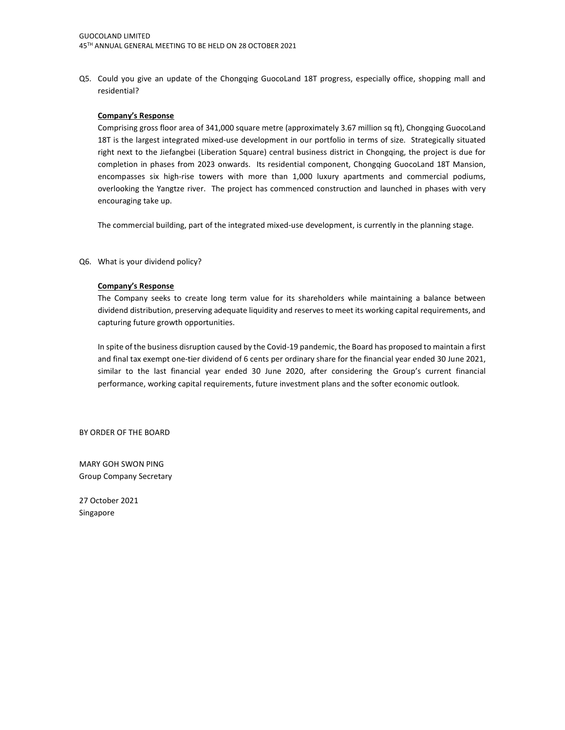Q5. Could you give an update of the Chongqing GuocoLand 18T progress, especially office, shopping mall and residential?

**Company's Response**

Comprising gross floor area of 341,000 square metre (approximately 3.67 million sq ft), Chongqing GuocoLand 18T is the largest integrated mixed-use development in our portfolio in terms of size. Strategically situated right next to the Jiefangbei (Liberation Square) central business district in Chongqing, the project is due for completion in phases from 2023 onwards. Its residential component, Chongqing GuocoLand 18T Mansion, encompasses six high-rise towers with more than 1,000 luxury apartments and commercial podiums, overlooking the Yangtze river. The project has commenced construction and launched in phases with very encouraging take up.

The commercial building, part of the integrated mixed-use development, is currently in the planning stage.

Q6. What is your dividend policy?

**Company's Response**

The Company seeks to create long term value for its shareholders while maintaining a balance between dividend distribution, preserving adequate liquidity and reserves to meet its working capital requirements, and capturing future growth opportunities.

In spite of the business disruption caused by the Covid-19 pandemic, the Board has proposed to maintain a first and final tax exempt one-tier dividend of 6 cents per ordinary share for the financial year ended 30 June 2021, similar to the last financial year ended 30 June 2020, after considering the Group's current financial performance, working capital requirements, future investment plans and the softer economic outlook.

BY ORDER OF THE BOARD

MARY GOH SWON PING
Group Company Secretary

27 October 2021
Singapore